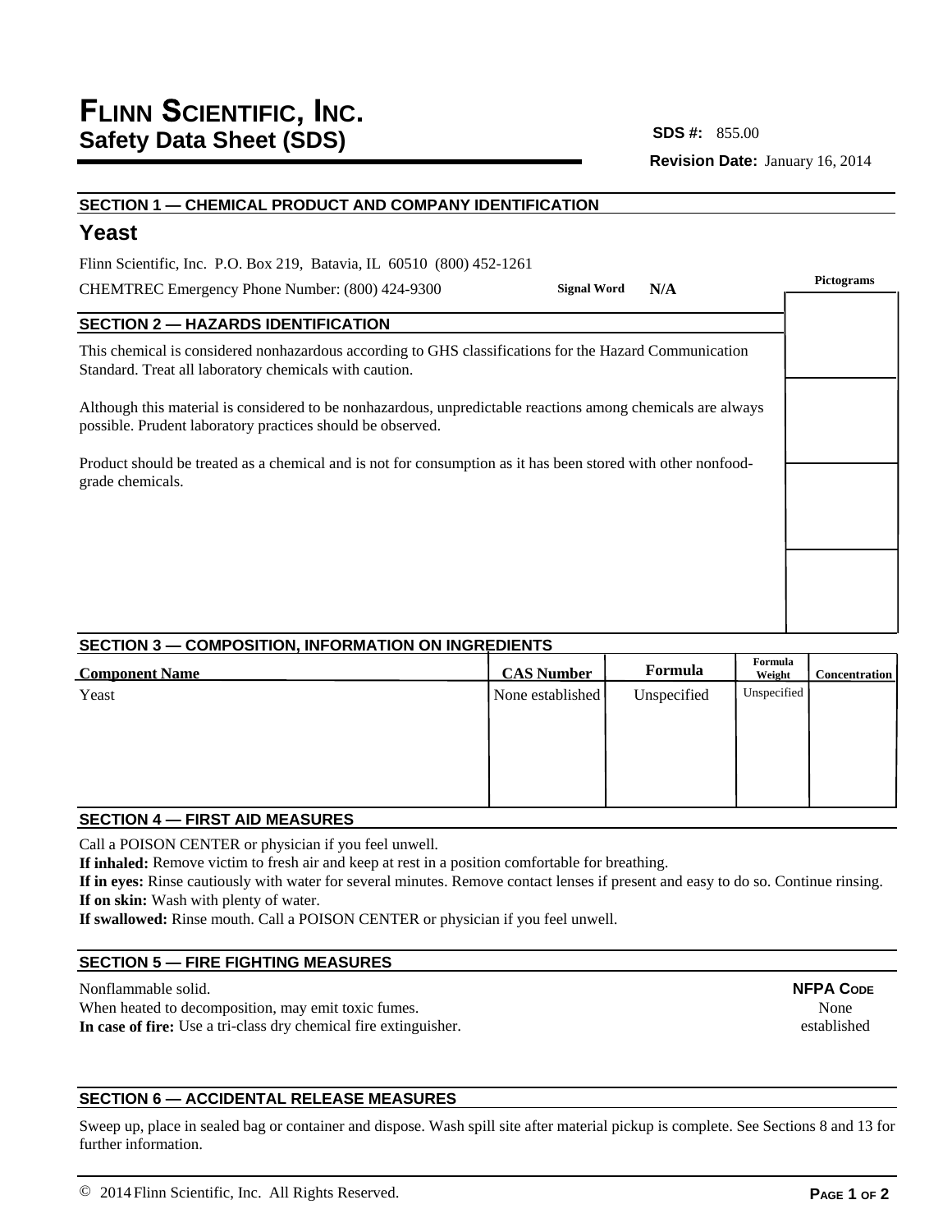# FLINN SCIENTIFIC, INC.
## Safety Data Sheet (SDS)

**SDS #:** 855.00

**Revision Date:** January 16, 2014

### SECTION 1 — CHEMICAL PRODUCT AND COMPANY IDENTIFICATION

## Yeast

Flinn Scientific, Inc. P.O. Box 219, Batavia, IL 60510 (800) 452-1261

CHEMTREC Emergency Phone Number: (800) 424-9300

**Signal Word** **N/A**

**Pictograms**

### SECTION 2 — HAZARDS IDENTIFICATION

This chemical is considered nonhazardous according to GHS classifications for the Hazard Communication Standard. Treat all laboratory chemicals with caution.

Although this material is considered to be nonhazardous, unpredictable reactions among chemicals are always possible. Prudent laboratory practices should be observed.

Product should be treated as a chemical and is not for consumption as it has been stored with other nonfood-grade chemicals.

### SECTION 3 — COMPOSITION, INFORMATION ON INGREDIENTS

| Component Name | CAS Number | Formula | Formula Weight | Concentration |
|---|---|---|---|---|
| Yeast | None established | Unspecified | Unspecified | |

### SECTION 4 — FIRST AID MEASURES

Call a POISON CENTER or physician if you feel unwell.
**If inhaled:** Remove victim to fresh air and keep at rest in a position comfortable for breathing.
**If in eyes:** Rinse cautiously with water for several minutes. Remove contact lenses if present and easy to do so. Continue rinsing.
**If on skin:** Wash with plenty of water.
**If swallowed:** Rinse mouth. Call a POISON CENTER or physician if you feel unwell.

### SECTION 5 — FIRE FIGHTING MEASURES

Nonflammable solid.
When heated to decomposition, may emit toxic fumes.
**In case of fire:** Use a tri-class dry chemical fire extinguisher.

**NFPA CODE**
None established

### SECTION 6 — ACCIDENTAL RELEASE MEASURES

Sweep up, place in sealed bag or container and dispose. Wash spill site after material pickup is complete. See Sections 8 and 13 for further information.

© 2014 Flinn Scientific, Inc. All Rights Reserved.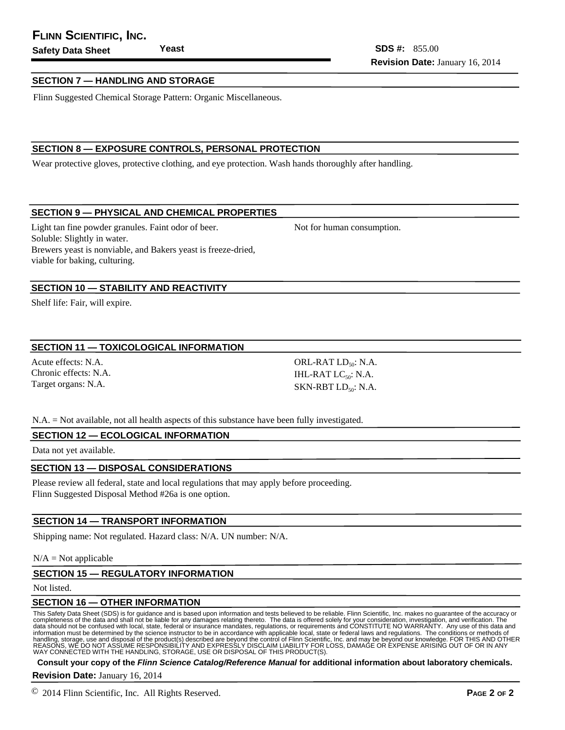## SECTION 7 — HANDLING AND STORAGE

Flinn Suggested Chemical Storage Pattern: Organic Miscellaneous.

## SECTION 8 — EXPOSURE CONTROLS, PERSONAL PROTECTION

Wear protective gloves, protective clothing, and eye protection. Wash hands thoroughly after handling.

## SECTION 9 — PHYSICAL AND CHEMICAL PROPERTIES

Light tan fine powder granules. Faint odor of beer.
Soluble: Slightly in water.
Brewers yeast is nonviable, and Bakers yeast is freeze-dried, viable for baking, culturing.

Not for human consumption.

## SECTION 10 — STABILITY AND REACTIVITY

Shelf life: Fair, will expire.

## SECTION 11 — TOXICOLOGICAL INFORMATION

Acute effects: N.A.
Chronic effects: N.A.
Target organs: N.A.

ORL-RAT $LD_{50}$: N.A.
IHL-RAT $LC_{50}$: N.A.
SKN-RBT $LD_{50}$: N.A.

N.A. = Not available, not all health aspects of this substance have been fully investigated.

## SECTION 12 — ECOLOGICAL INFORMATION

Data not yet available.

## SECTION 13 — DISPOSAL CONSIDERATIONS

Please review all federal, state and local regulations that may apply before proceeding.
Flinn Suggested Disposal Method #26a is one option.

## SECTION 14 — TRANSPORT INFORMATION

Shipping name: Not regulated. Hazard class: N/A. UN number: N/A.

N/A = Not applicable

## SECTION 15 — REGULATORY INFORMATION

Not listed.

## SECTION 16 — OTHER INFORMATION

This Safety Data Sheet (SDS) is for guidance and is based upon information and tests believed to be reliable. Flinn Scientific, Inc. makes no guarantee of the accuracy or completeness of the data and shall not be liable for any damages relating thereto. The data is offered solely for your consideration, investigation, and verification. The data should not be confused with local, state, federal or insurance mandates, regulations, or requirements and CONSTITUTE NO WARRANTY. Any use of this data and information must be determined by the science instructor to be in accordance with applicable local, state or federal laws and regulations. The conditions or methods of handling, storage, use and disposal of the product(s) described are beyond the control of Flinn Scientific, Inc. and may be beyond our knowledge. FOR THIS AND OTHER REASONS, WE DO NOT ASSUME RESPONSIBILITY AND EXPRESSLY DISCLAIM LIABILITY FOR LOSS, DAMAGE OR EXPENSE ARISING OUT OF OR IN ANY WAY CONNECTED WITH THE HANDLING, STORAGE, USE OR DISPOSAL OF THIS PRODUCT(S).

**Consult your copy of the *Flinn Science Catalog/Reference Manual* for additional information about laboratory chemicals.**

**Revision Date:** January 16, 2014

© 2014 Flinn Scientific, Inc. All Rights Reserved.